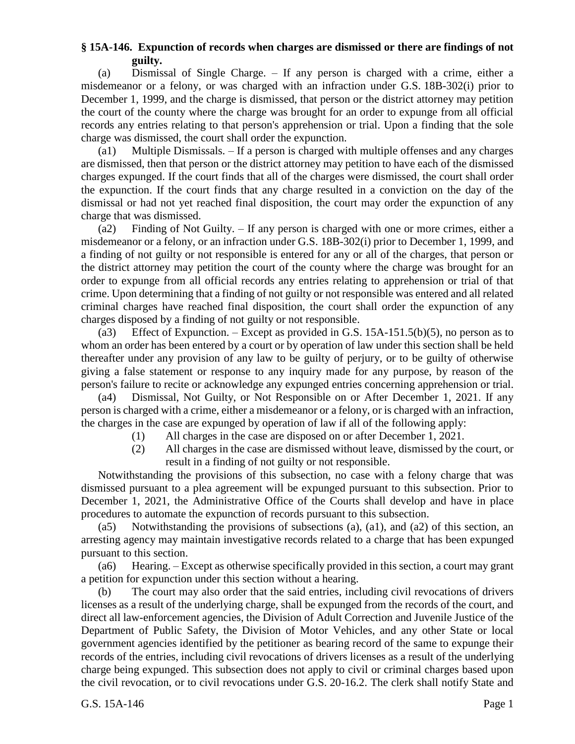**§ 15A-146. Expunction of records when charges are dismissed or there are findings of not guilty.**

(a) Dismissal of Single Charge. – If any person is charged with a crime, either a misdemeanor or a felony, or was charged with an infraction under G.S. 18B-302(i) prior to December 1, 1999, and the charge is dismissed, that person or the district attorney may petition the court of the county where the charge was brought for an order to expunge from all official records any entries relating to that person's apprehension or trial. Upon a finding that the sole charge was dismissed, the court shall order the expunction.

(a1) Multiple Dismissals. – If a person is charged with multiple offenses and any charges are dismissed, then that person or the district attorney may petition to have each of the dismissed charges expunged. If the court finds that all of the charges were dismissed, the court shall order the expunction. If the court finds that any charge resulted in a conviction on the day of the dismissal or had not yet reached final disposition, the court may order the expunction of any charge that was dismissed.

(a2) Finding of Not Guilty. – If any person is charged with one or more crimes, either a misdemeanor or a felony, or an infraction under G.S. 18B-302(i) prior to December 1, 1999, and a finding of not guilty or not responsible is entered for any or all of the charges, that person or the district attorney may petition the court of the county where the charge was brought for an order to expunge from all official records any entries relating to apprehension or trial of that crime. Upon determining that a finding of not guilty or not responsible was entered and all related criminal charges have reached final disposition, the court shall order the expunction of any charges disposed by a finding of not guilty or not responsible.

(a3) Effect of Expunction. – Except as provided in G.S. 15A-151.5(b)(5), no person as to whom an order has been entered by a court or by operation of law under this section shall be held thereafter under any provision of any law to be guilty of perjury, or to be guilty of otherwise giving a false statement or response to any inquiry made for any purpose, by reason of the person's failure to recite or acknowledge any expunged entries concerning apprehension or trial.

(a4) Dismissal, Not Guilty, or Not Responsible on or After December 1, 2021. If any person is charged with a crime, either a misdemeanor or a felony, or is charged with an infraction, the charges in the case are expunged by operation of law if all of the following apply:

(1) All charges in the case are disposed on or after December 1, 2021.

(2) All charges in the case are dismissed without leave, dismissed by the court, or result in a finding of not guilty or not responsible.

Notwithstanding the provisions of this subsection, no case with a felony charge that was dismissed pursuant to a plea agreement will be expunged pursuant to this subsection. Prior to December 1, 2021, the Administrative Office of the Courts shall develop and have in place procedures to automate the expunction of records pursuant to this subsection.

(a5) Notwithstanding the provisions of subsections (a), (a1), and (a2) of this section, an arresting agency may maintain investigative records related to a charge that has been expunged pursuant to this section.

(a6) Hearing. – Except as otherwise specifically provided in this section, a court may grant a petition for expunction under this section without a hearing.

(b) The court may also order that the said entries, including civil revocations of drivers licenses as a result of the underlying charge, shall be expunged from the records of the court, and direct all law-enforcement agencies, the Division of Adult Correction and Juvenile Justice of the Department of Public Safety, the Division of Motor Vehicles, and any other State or local government agencies identified by the petitioner as bearing record of the same to expunge their records of the entries, including civil revocations of drivers licenses as a result of the underlying charge being expunged. This subsection does not apply to civil or criminal charges based upon the civil revocation, or to civil revocations under G.S. 20-16.2. The clerk shall notify State and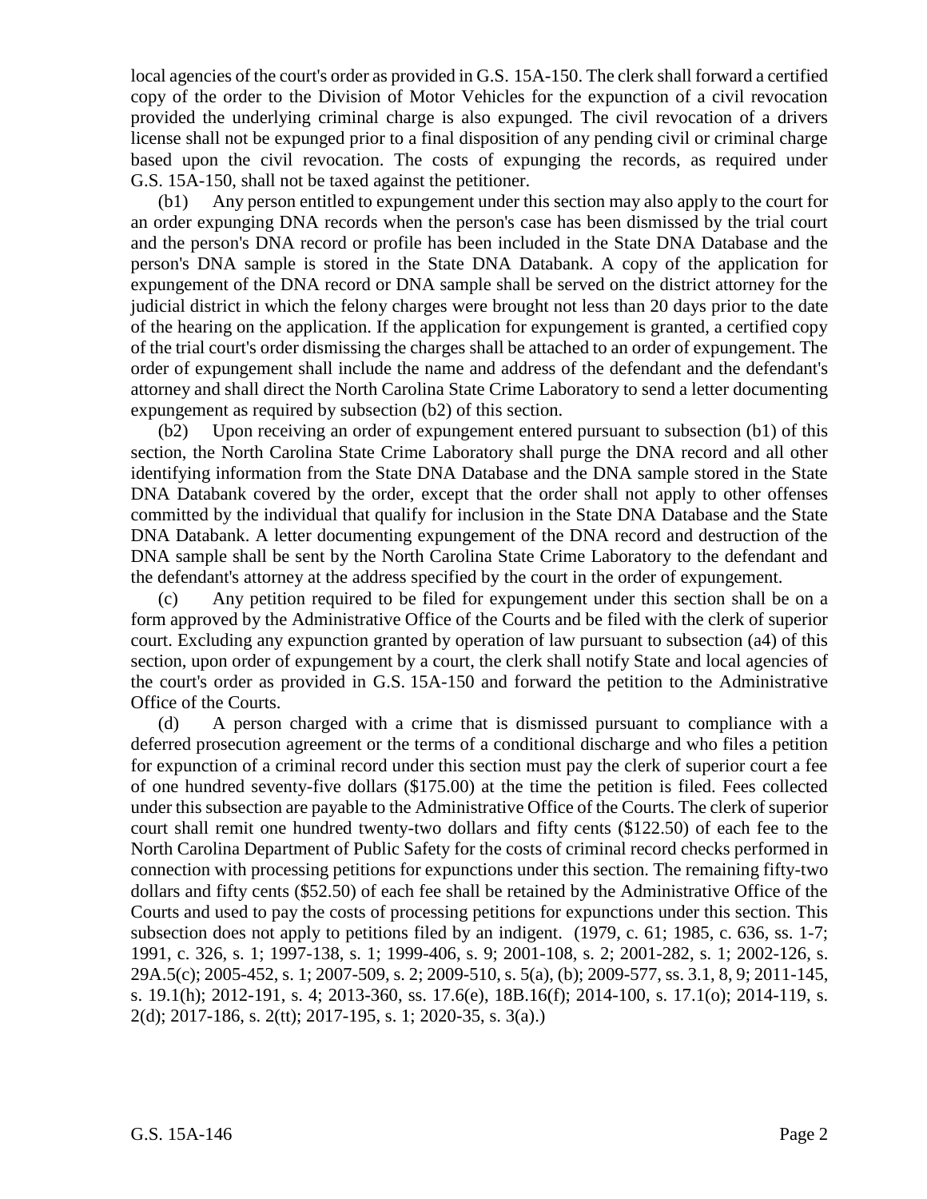local agencies of the court's order as provided in G.S. 15A-150. The clerk shall forward a certified copy of the order to the Division of Motor Vehicles for the expunction of a civil revocation provided the underlying criminal charge is also expunged. The civil revocation of a drivers license shall not be expunged prior to a final disposition of any pending civil or criminal charge based upon the civil revocation. The costs of expunging the records, as required under G.S. 15A-150, shall not be taxed against the petitioner.

(b1) Any person entitled to expungement under this section may also apply to the court for an order expunging DNA records when the person's case has been dismissed by the trial court and the person's DNA record or profile has been included in the State DNA Database and the person's DNA sample is stored in the State DNA Databank. A copy of the application for expungement of the DNA record or DNA sample shall be served on the district attorney for the judicial district in which the felony charges were brought not less than 20 days prior to the date of the hearing on the application. If the application for expungement is granted, a certified copy of the trial court's order dismissing the charges shall be attached to an order of expungement. The order of expungement shall include the name and address of the defendant and the defendant's attorney and shall direct the North Carolina State Crime Laboratory to send a letter documenting expungement as required by subsection (b2) of this section.

(b2) Upon receiving an order of expungement entered pursuant to subsection (b1) of this section, the North Carolina State Crime Laboratory shall purge the DNA record and all other identifying information from the State DNA Database and the DNA sample stored in the State DNA Databank covered by the order, except that the order shall not apply to other offenses committed by the individual that qualify for inclusion in the State DNA Database and the State DNA Databank. A letter documenting expungement of the DNA record and destruction of the DNA sample shall be sent by the North Carolina State Crime Laboratory to the defendant and the defendant's attorney at the address specified by the court in the order of expungement.

(c) Any petition required to be filed for expungement under this section shall be on a form approved by the Administrative Office of the Courts and be filed with the clerk of superior court. Excluding any expunction granted by operation of law pursuant to subsection (a4) of this section, upon order of expungement by a court, the clerk shall notify State and local agencies of the court's order as provided in G.S. 15A-150 and forward the petition to the Administrative Office of the Courts.

(d) A person charged with a crime that is dismissed pursuant to compliance with a deferred prosecution agreement or the terms of a conditional discharge and who files a petition for expunction of a criminal record under this section must pay the clerk of superior court a fee of one hundred seventy-five dollars ($175.00) at the time the petition is filed. Fees collected under this subsection are payable to the Administrative Office of the Courts. The clerk of superior court shall remit one hundred twenty-two dollars and fifty cents ($122.50) of each fee to the North Carolina Department of Public Safety for the costs of criminal record checks performed in connection with processing petitions for expunctions under this section. The remaining fifty-two dollars and fifty cents ($52.50) of each fee shall be retained by the Administrative Office of the Courts and used to pay the costs of processing petitions for expunctions under this section. This subsection does not apply to petitions filed by an indigent. (1979, c. 61; 1985, c. 636, ss. 1-7; 1991, c. 326, s. 1; 1997-138, s. 1; 1999-406, s. 9; 2001-108, s. 2; 2001-282, s. 1; 2002-126, s. 29A.5(c); 2005-452, s. 1; 2007-509, s. 2; 2009-510, s. 5(a), (b); 2009-577, ss. 3.1, 8, 9; 2011-145, s. 19.1(h); 2012-191, s. 4; 2013-360, ss. 17.6(e), 18B.16(f); 2014-100, s. 17.1(o); 2014-119, s. 2(d); 2017-186, s. 2(tt); 2017-195, s. 1; 2020-35, s. 3(a).)